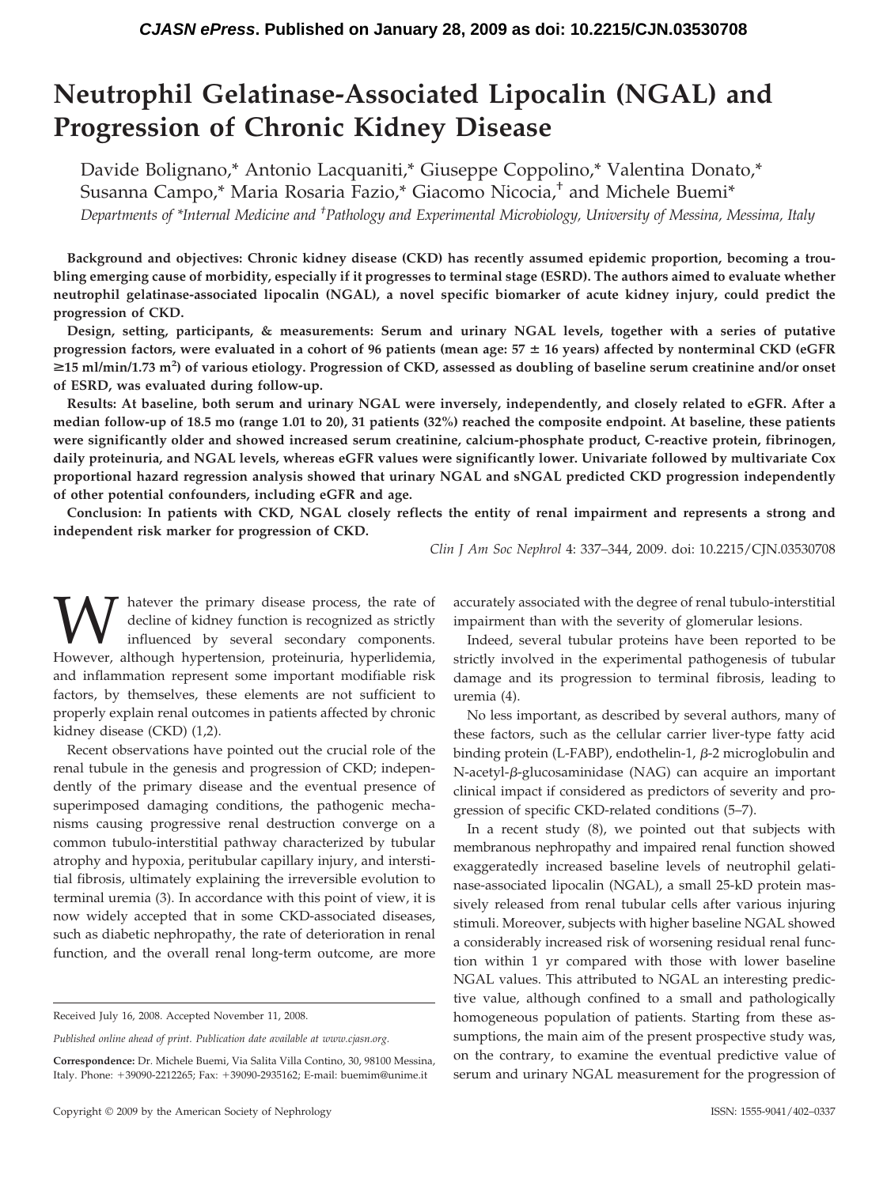# Neutrophil Gelatinase-Associated Lipocalin (NGAL) and Progression of Chronic Kidney Disease

Davide Bolignano,* Antonio Lacquaniti,* Giuseppe Coppolino,* Valentina Donato,* Susanna Campo,* Maria Rosaria Fazio,* Giacomo Nicocia,† and Michele Buemi*

*Departments of \*Internal Medicine and †Pathology and Experimental Microbiology, University of Messina, Messima, Italy*

**Background and objectives: Chronic kidney disease (CKD) has recently assumed epidemic proportion, becoming a troubling emerging cause of morbidity, especially if it progresses to terminal stage (ESRD). The authors aimed to evaluate whether neutrophil gelatinase-associated lipocalin (NGAL), a novel specific biomarker of acute kidney injury, could predict the progression of CKD.**

**Design, setting, participants, & measurements: Serum and urinary NGAL levels, together with a series of putative progression factors, were evaluated in a cohort of 96 patients (mean age: 57 ± 16 years) affected by nonterminal CKD (eGFR ≥15 ml/min/1.73 m$^2$) of various etiology. Progression of CKD, assessed as doubling of baseline serum creatinine and/or onset of ESRD, was evaluated during follow-up.**

**Results: At baseline, both serum and urinary NGAL were inversely, independently, and closely related to eGFR. After a median follow-up of 18.5 mo (range 1.01 to 20), 31 patients (32%) reached the composite endpoint. At baseline, these patients were significantly older and showed increased serum creatinine, calcium-phosphate product, C-reactive protein, fibrinogen, daily proteinuria, and NGAL levels, whereas eGFR values were significantly lower. Univariate followed by multivariate Cox proportional hazard regression analysis showed that urinary NGAL and sNGAL predicted CKD progression independently of other potential confounders, including eGFR and age.**

**Conclusion: In patients with CKD, NGAL closely reflects the entity of renal impairment and represents a strong and independent risk marker for progression of CKD.**

*Clin J Am Soc Nephrol* 4: 337–344, 2009. doi: 10.2215/CJN.03530708

Whatever the primary disease process, the rate of decline of kidney function is recognized as strictly influenced by several secondary components. However, although hypertension, proteinuria, hyperlidemia, and inflammation represent some important modifiable risk factors, by themselves, these elements are not sufficient to properly explain renal outcomes in patients affected by chronic kidney disease (CKD) (1,2).

Recent observations have pointed out the crucial role of the renal tubule in the genesis and progression of CKD; independently of the primary disease and the eventual presence of superimposed damaging conditions, the pathogenic mechanisms causing progressive renal destruction converge on a common tubulo-interstitial pathway characterized by tubular atrophy and hypoxia, peritubular capillary injury, and interstitial fibrosis, ultimately explaining the irreversible evolution to terminal uremia (3). In accordance with this point of view, it is now widely accepted that in some CKD-associated diseases, such as diabetic nephropathy, the rate of deterioration in renal function, and the overall renal long-term outcome, are more accurately associated with the degree of renal tubulo-interstitial impairment than with the severity of glomerular lesions.

Indeed, several tubular proteins have been reported to be strictly involved in the experimental pathogenesis of tubular damage and its progression to terminal fibrosis, leading to uremia (4).

No less important, as described by several authors, many of these factors, such as the cellular carrier liver-type fatty acid binding protein (L-FABP), endothelin-1, β-2 microglobulin and N-acetyl-β-glucosaminidase (NAG) can acquire an important clinical impact if considered as predictors of severity and progression of specific CKD-related conditions (5–7).

In a recent study (8), we pointed out that subjects with membranous nephropathy and impaired renal function showed exaggeratedly increased baseline levels of neutrophil gelatinase-associated lipocalin (NGAL), a small 25-kD protein massively released from renal tubular cells after various injuring stimuli. Moreover, subjects with higher baseline NGAL showed a considerably increased risk of worsening residual renal function within 1 yr compared with those with lower baseline NGAL values. This attributed to NGAL an interesting predictive value, although confined to a small and pathologically homogeneous population of patients. Starting from these assumptions, the main aim of the present prospective study was, on the contrary, to examine the eventual predictive value of serum and urinary NGAL measurement for the progression of

Received July 16, 2008. Accepted November 11, 2008.

*Published online ahead of print. Publication date available at www.cjasn.org.*

**Correspondence:** Dr. Michele Buemi, Via Salita Villa Contino, 30, 98100 Messina, Italy. Phone: +39090-2212265; Fax: +39090-2935162; E-mail: buemim@unime.it

Copyright © 2009 by the American Society of Nephrology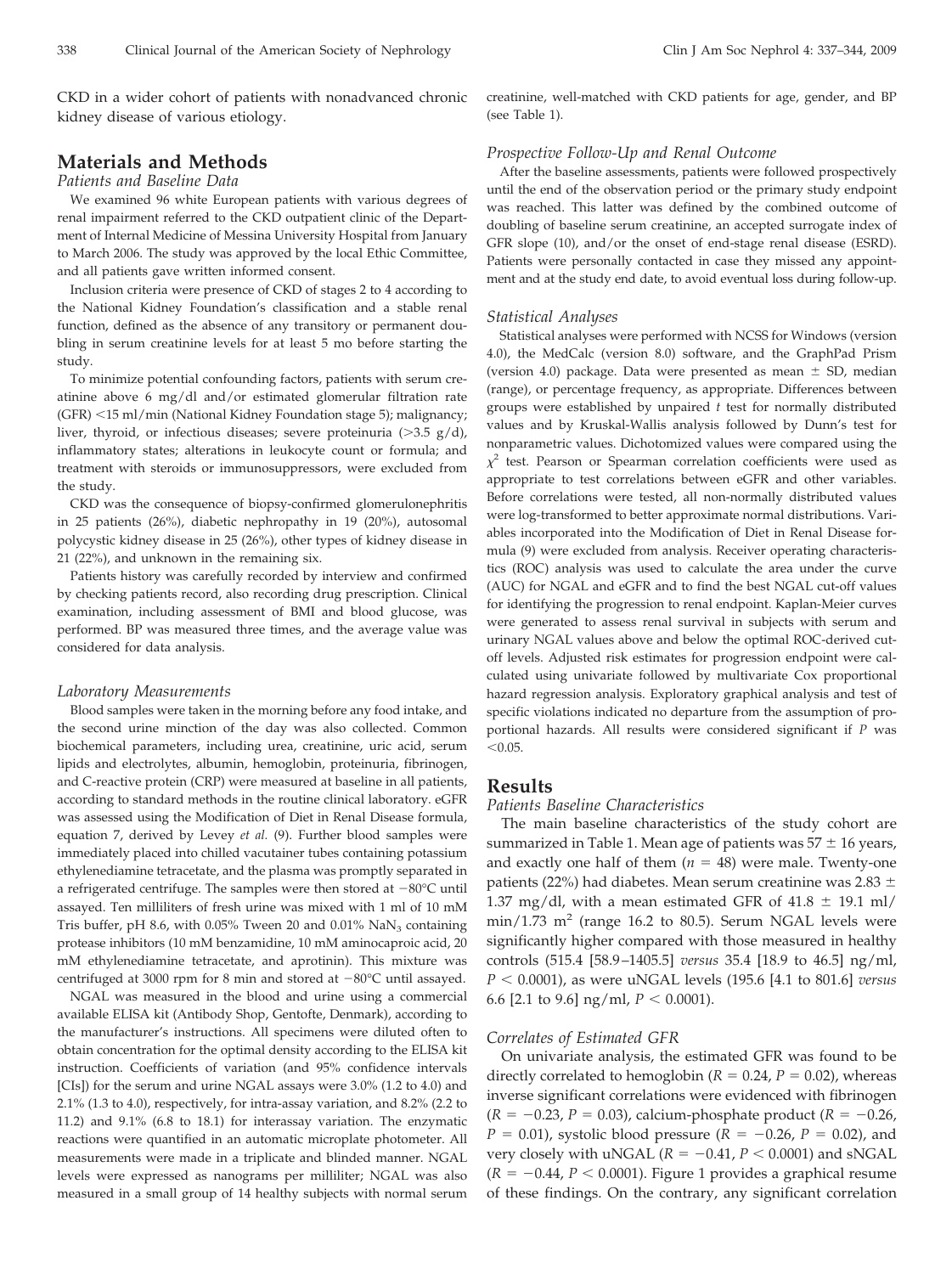CKD in a wider cohort of patients with nonadvanced chronic kidney disease of various etiology.

## Materials and Methods

### Patients and Baseline Data

We examined 96 white European patients with various degrees of renal impairment referred to the CKD outpatient clinic of the Department of Internal Medicine of Messina University Hospital from January to March 2006. The study was approved by the local Ethic Committee, and all patients gave written informed consent.

Inclusion criteria were presence of CKD of stages 2 to 4 according to the National Kidney Foundation's classification and a stable renal function, defined as the absence of any transitory or permanent doubling in serum creatinine levels for at least 5 mo before starting the study.

To minimize potential confounding factors, patients with serum creatinine above 6 mg/dl and/or estimated glomerular filtration rate (GFR) <15 ml/min (National Kidney Foundation stage 5); malignancy; liver, thyroid, or infectious diseases; severe proteinuria (>3.5 g/d), inflammatory states; alterations in leukocyte count or formula; and treatment with steroids or immunosuppressors, were excluded from the study.

CKD was the consequence of biopsy-confirmed glomerulonephritis in 25 patients (26%), diabetic nephropathy in 19 (20%), autosomal polycystic kidney disease in 25 (26%), other types of kidney disease in 21 (22%), and unknown in the remaining six.

Patients history was carefully recorded by interview and confirmed by checking patients record, also recording drug prescription. Clinical examination, including assessment of BMI and blood glucose, was performed. BP was measured three times, and the average value was considered for data analysis.

### Laboratory Measurements

Blood samples were taken in the morning before any food intake, and the second urine minction of the day was also collected. Common biochemical parameters, including urea, creatinine, uric acid, serum lipids and electrolytes, albumin, hemoglobin, proteinuria, fibrinogen, and C-reactive protein (CRP) were measured at baseline in all patients, according to standard methods in the routine clinical laboratory. eGFR was assessed using the Modification of Diet in Renal Disease formula, equation 7, derived by Levey *et al.* (9). Further blood samples were immediately placed into chilled vacutainer tubes containing potassium ethylenediamine tetracetate, and the plasma was promptly separated in a refrigerated centrifuge. The samples were then stored at −80°C until assayed. Ten milliliters of fresh urine was mixed with 1 ml of 10 mM Tris buffer, pH 8.6, with 0.05% Tween 20 and 0.01% $NaN_3$ containing protease inhibitors (10 mM benzamidine, 10 mM aminocaproic acid, 20 mM ethylenediamine tetracetate, and aprotinin). This mixture was centrifuged at 3000 rpm for 8 min and stored at −80°C until assayed.

NGAL was measured in the blood and urine using a commercial available ELISA kit (Antibody Shop, Gentofte, Denmark), according to the manufacturer's instructions. All specimens were diluted often to obtain concentration for the optimal density according to the ELISA kit instruction. Coefficients of variation (and 95% confidence intervals [CIs]) for the serum and urine NGAL assays were 3.0% (1.2 to 4.0) and 2.1% (1.3 to 4.0), respectively, for intra-assay variation, and 8.2% (2.2 to 11.2) and 9.1% (6.8 to 18.1) for interassay variation. The enzymatic reactions were quantified in an automatic microplate photometer. All measurements were made in a triplicate and blinded manner. NGAL levels were expressed as nanograms per milliliter; NGAL was also measured in a small group of 14 healthy subjects with normal serum creatinine, well-matched with CKD patients for age, gender, and BP (see Table 1).

### Prospective Follow-Up and Renal Outcome

After the baseline assessments, patients were followed prospectively until the end of the observation period or the primary study endpoint was reached. This latter was defined by the combined outcome of doubling of baseline serum creatinine, an accepted surrogate index of GFR slope (10), and/or the onset of end-stage renal disease (ESRD). Patients were personally contacted in case they missed any appointment and at the study end date, to avoid eventual loss during follow-up.

### Statistical Analyses

Statistical analyses were performed with NCSS for Windows (version 4.0), the MedCalc (version 8.0) software, and the GraphPad Prism (version 4.0) package. Data were presented as mean ± SD, median (range), or percentage frequency, as appropriate. Differences between groups were established by unpaired *t* test for normally distributed values and by Kruskal-Wallis analysis followed by Dunn's test for nonparametric values. Dichotomized values were compared using the $\chi^2$ test. Pearson or Spearman correlation coefficients were used as appropriate to test correlations between eGFR and other variables. Before correlations were tested, all non-normally distributed values were log-transformed to better approximate normal distributions. Variables incorporated into the Modification of Diet in Renal Disease formula (9) were excluded from analysis. Receiver operating characteristics (ROC) analysis was used to calculate the area under the curve (AUC) for NGAL and eGFR and to find the best NGAL cut-off values for identifying the progression to renal endpoint. Kaplan-Meier curves were generated to assess renal survival in subjects with serum and urinary NGAL values above and below the optimal ROC-derived cutoff levels. Adjusted risk estimates for progression endpoint were calculated using univariate followed by multivariate Cox proportional hazard regression analysis. Exploratory graphical analysis and test of specific violations indicated no departure from the assumption of proportional hazards. All results were considered significant if *P* was <0.05.

## Results

### Patients Baseline Characteristics

The main baseline characteristics of the study cohort are summarized in Table 1. Mean age of patients was 57 ± 16 years, and exactly one half of them ($n = 48$) were male. Twenty-one patients (22%) had diabetes. Mean serum creatinine was 2.83 ± 1.37 mg/dl, with a mean estimated GFR of 41.8 ± 19.1 ml/min/1.73 $m^2$ (range 16.2 to 80.5). Serum NGAL levels were significantly higher compared with those measured in healthy controls (515.4 [58.9–1405.5] *versus* 35.4 [18.9 to 46.5] ng/ml, $P < 0.0001$), as were uNGAL levels (195.6 [4.1 to 801.6] *versus* 6.6 [2.1 to 9.6] ng/ml, $P < 0.0001$).

### Correlates of Estimated GFR

On univariate analysis, the estimated GFR was found to be directly correlated to hemoglobin ($R = 0.24$, $P = 0.02$), whereas inverse significant correlations were evidenced with fibrinogen ($R = -0.23$, $P = 0.03$), calcium-phosphate product ($R = -0.26$, $P = 0.01$), systolic blood pressure ($R = -0.26$, $P = 0.02$), and very closely with uNGAL ($R = -0.41$, $P < 0.0001$) and sNGAL ($R = -0.44$, $P < 0.0001$). Figure 1 provides a graphical resume of these findings. On the contrary, any significant correlation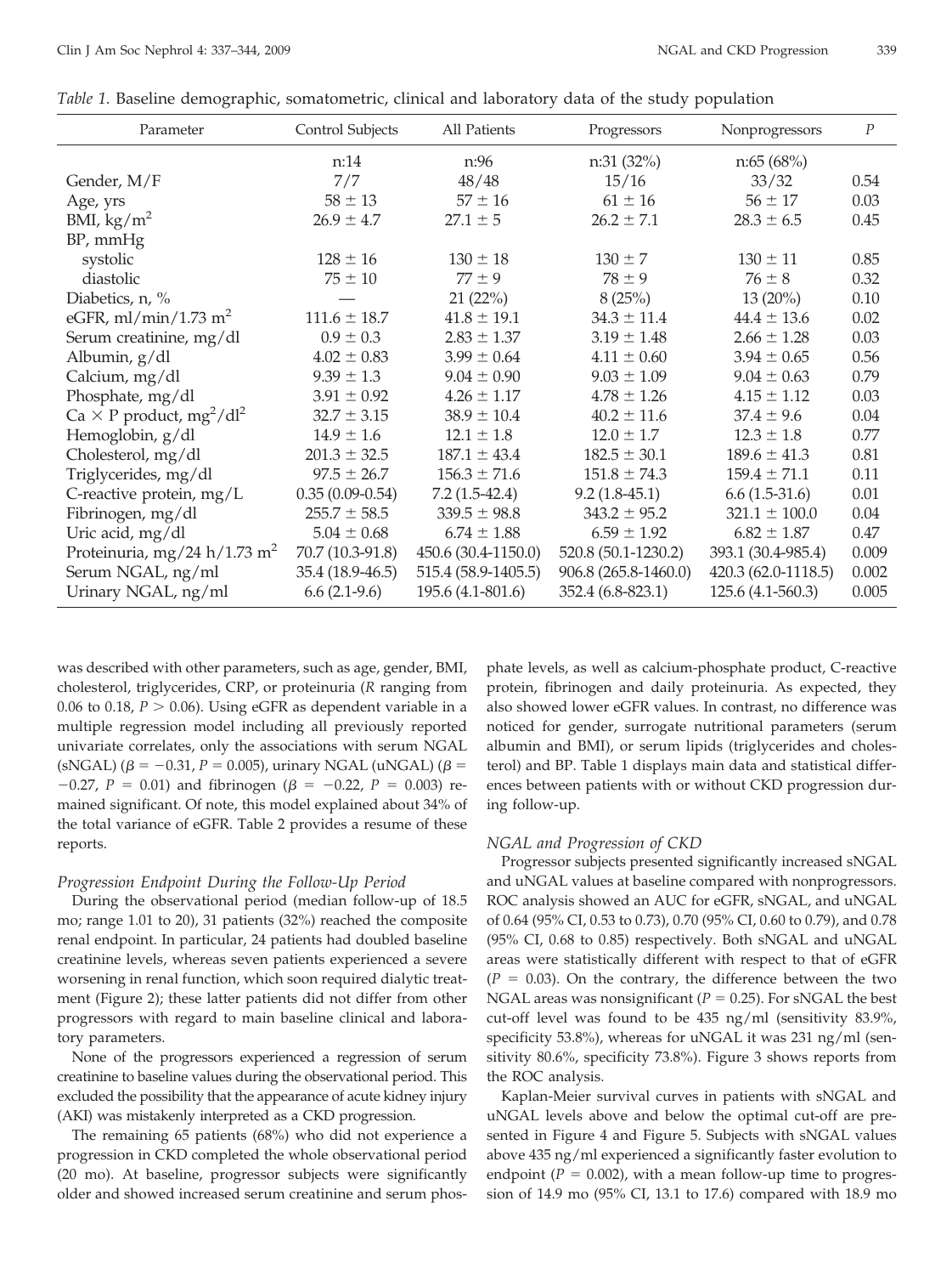*Table 1.* Baseline demographic, somatometric, clinical and laboratory data of the study population

| Parameter | Control Subjects | All Patients | Progressors | Nonprogressors | *P* |
|---|---|---|---|---|---|
| | n:14 | n:96 | n:31 (32%) | n:65 (68%) | |
| Gender, M/F | 7/7 | 48/48 | 15/16 | 33/32 | 0.54 |
| Age, yrs | 58 ± 13 | 57 ± 16 | 61 ± 16 | 56 ± 17 | 0.03 |
| BMI, kg/m$^2$ | 26.9 ± 4.7 | 27.1 ± 5 | 26.2 ± 7.1 | 28.3 ± 6.5 | 0.45 |
| BP, mmHg | | | | | |
| systolic | 128 ± 16 | 130 ± 18 | 130 ± 7 | 130 ± 11 | 0.85 |
| diastolic | 75 ± 10 | 77 ± 9 | 78 ± 9 | 76 ± 8 | 0.32 |
| Diabetics, n, % | — | 21 (22%) | 8 (25%) | 13 (20%) | 0.10 |
| eGFR, ml/min/1.73 m$^2$ | 111.6 ± 18.7 | 41.8 ± 19.1 | 34.3 ± 11.4 | 44.4 ± 13.6 | 0.02 |
| Serum creatinine, mg/dl | 0.9 ± 0.3 | 2.83 ± 1.37 | 3.19 ± 1.48 | 2.66 ± 1.28 | 0.03 |
| Albumin, g/dl | 4.02 ± 0.83 | 3.99 ± 0.64 | 4.11 ± 0.60 | 3.94 ± 0.65 | 0.56 |
| Calcium, mg/dl | 9.39 ± 1.3 | 9.04 ± 0.90 | 9.03 ± 1.09 | 9.04 ± 0.63 | 0.79 |
| Phosphate, mg/dl | 3.91 ± 0.92 | 4.26 ± 1.17 | 4.78 ± 1.26 | 4.15 ± 1.12 | 0.03 |
| Ca × P product, mg$^2$/dl$^2$ | 32.7 ± 3.15 | 38.9 ± 10.4 | 40.2 ± 11.6 | 37.4 ± 9.6 | 0.04 |
| Hemoglobin, g/dl | 14.9 ± 1.6 | 12.1 ± 1.8 | 12.0 ± 1.7 | 12.3 ± 1.8 | 0.77 |
| Cholesterol, mg/dl | 201.3 ± 32.5 | 187.1 ± 43.4 | 182.5 ± 30.1 | 189.6 ± 41.3 | 0.81 |
| Triglycerides, mg/dl | 97.5 ± 26.7 | 156.3 ± 71.6 | 151.8 ± 74.3 | 159.4 ± 71.1 | 0.11 |
| C-reactive protein, mg/L | 0.35 (0.09-0.54) | 7.2 (1.5-42.4) | 9.2 (1.8-45.1) | 6.6 (1.5-31.6) | 0.01 |
| Fibrinogen, mg/dl | 255.7 ± 58.5 | 339.5 ± 98.8 | 343.2 ± 95.2 | 321.1 ± 100.0 | 0.04 |
| Uric acid, mg/dl | 5.04 ± 0.68 | 6.74 ± 1.88 | 6.59 ± 1.92 | 6.82 ± 1.87 | 0.47 |
| Proteinuria, mg/24 h/1.73 m$^2$ | 70.7 (10.3-91.8) | 450.6 (30.4-1150.0) | 520.8 (50.1-1230.2) | 393.1 (30.4-985.4) | 0.009 |
| Serum NGAL, ng/ml | 35.4 (18.9-46.5) | 515.4 (58.9-1405.5) | 906.8 (265.8-1460.0) | 420.3 (62.0-1118.5) | 0.002 |
| Urinary NGAL, ng/ml | 6.6 (2.1-9.6) | 195.6 (4.1-801.6) | 352.4 (6.8-823.1) | 125.6 (4.1-560.3) | 0.005 |

was described with other parameters, such as age, gender, BMI, cholesterol, triglycerides, CRP, or proteinuria (*R* ranging from 0.06 to 0.18, $P > 0.06$). Using eGFR as dependent variable in a multiple regression model including all previously reported univariate correlates, only the associations with serum NGAL (sNGAL) ($\beta = -0.31$, $P = 0.005$), urinary NGAL (uNGAL) ($\beta = -0.27$, $P = 0.01$) and fibrinogen ($\beta = -0.22$, $P = 0.003$) remained significant. Of note, this model explained about 34% of the total variance of eGFR. Table 2 provides a resume of these reports.

### *Progression Endpoint During the Follow-Up Period*

During the observational period (median follow-up of 18.5 mo; range 1.01 to 20), 31 patients (32%) reached the composite renal endpoint. In particular, 24 patients had doubled baseline creatinine levels, whereas seven patients experienced a severe worsening in renal function, which soon required dialytic treatment (Figure 2); these latter patients did not differ from other progressors with regard to main baseline clinical and laboratory parameters.

None of the progressors experienced a regression of serum creatinine to baseline values during the observational period. This excluded the possibility that the appearance of acute kidney injury (AKI) was mistakenly interpreted as a CKD progression.

The remaining 65 patients (68%) who did not experience a progression in CKD completed the whole observational period (20 mo). At baseline, progressor subjects were significantly older and showed increased serum creatinine and serum phosphate levels, as well as calcium-phosphate product, C-reactive protein, fibrinogen and daily proteinuria. As expected, they also showed lower eGFR values. In contrast, no difference was noticed for gender, surrogate nutritional parameters (serum albumin and BMI), or serum lipids (triglycerides and cholesterol) and BP. Table 1 displays main data and statistical differences between patients with or without CKD progression during follow-up.

### *NGAL and Progression of CKD*

Progressor subjects presented significantly increased sNGAL and uNGAL values at baseline compared with nonprogressors. ROC analysis showed an AUC for eGFR, sNGAL, and uNGAL of 0.64 (95% CI, 0.53 to 0.73), 0.70 (95% CI, 0.60 to 0.79), and 0.78 (95% CI, 0.68 to 0.85) respectively. Both sNGAL and uNGAL areas were statistically different with respect to that of eGFR ($P = 0.03$). On the contrary, the difference between the two NGAL areas was nonsignificant ($P = 0.25$). For sNGAL the best cut-off level was found to be 435 ng/ml (sensitivity 83.9%, specificity 53.8%), whereas for uNGAL it was 231 ng/ml (sensitivity 80.6%, specificity 73.8%). Figure 3 shows reports from the ROC analysis.

Kaplan-Meier survival curves in patients with sNGAL and uNGAL levels above and below the optimal cut-off are presented in Figure 4 and Figure 5. Subjects with sNGAL values above 435 ng/ml experienced a significantly faster evolution to endpoint ($P = 0.002$), with a mean follow-up time to progression of 14.9 mo (95% CI, 13.1 to 17.6) compared with 18.9 mo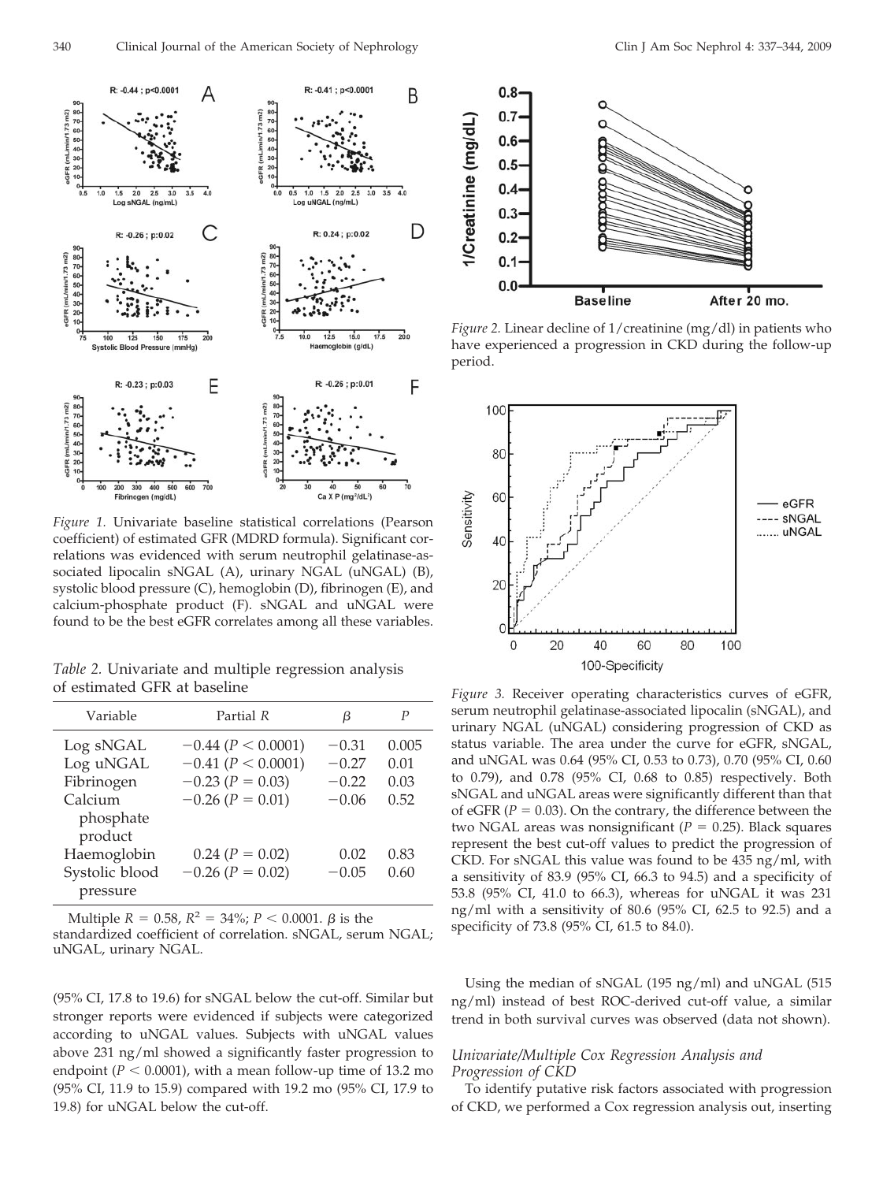*Figure 1.* Univariate baseline statistical correlations (Pearson coefficient) of estimated GFR (MDRD formula). Significant correlations was evidenced with serum neutrophil gelatinase-associated lipocalin sNGAL (A), urinary NGAL (uNGAL) (B), systolic blood pressure (C), hemoglobin (D), fibrinogen (E), and calcium-phosphate product (F). sNGAL and uNGAL were found to be the best eGFR correlates among all these variables.

*Table 2.* Univariate and multiple regression analysis of estimated GFR at baseline

| Variable | Partial $R$ | $\beta$ | $P$ |
|---|---|---|---|
| Log sNGAL | $-0.44$ ($P < 0.0001$) | $-0.31$ | 0.005 |
| Log uNGAL | $-0.41$ ($P < 0.0001$) | $-0.27$ | 0.01 |
| Fibrinogen | $-0.23$ ($P = 0.03$) | $-0.22$ | 0.03 |
| Calcium phosphate product | $-0.26$ ($P = 0.01$) | $-0.06$ | 0.52 |
| Haemoglobin | 0.24 ($P = 0.02$) | 0.02 | 0.83 |
| Systolic blood pressure | $-0.26$ ($P = 0.02$) | $-0.05$ | 0.60 |

Multiple $R = 0.58$, $R^2 = 34\%$; $P < 0.0001$. $\beta$ is the standardized coefficient of correlation. sNGAL, serum NGAL; uNGAL, urinary NGAL.

(95% CI, 17.8 to 19.6) for sNGAL below the cut-off. Similar but stronger reports were evidenced if subjects were categorized according to uNGAL values. Subjects with uNGAL values above 231 ng/ml showed a significantly faster progression to endpoint ($P < 0.0001$), with a mean follow-up time of 13.2 mo (95% CI, 11.9 to 15.9) compared with 19.2 mo (95% CI, 17.9 to 19.8) for uNGAL below the cut-off.

*Figure 2.* Linear decline of 1/creatinine (mg/dl) in patients who have experienced a progression in CKD during the follow-up period.

*Figure 3.* Receiver operating characteristics curves of eGFR, serum neutrophil gelatinase-associated lipocalin (sNGAL), and urinary NGAL (uNGAL) considering progression of CKD as status variable. The area under the curve for eGFR, sNGAL, and uNGAL was 0.64 (95% CI, 0.53 to 0.73), 0.70 (95% CI, 0.60 to 0.79), and 0.78 (95% CI, 0.68 to 0.85) respectively. Both sNGAL and uNGAL areas were significantly different than that of eGFR ($P = 0.03$). On the contrary, the difference between the two NGAL areas was nonsignificant ($P = 0.25$). Black squares represent the best cut-off values to predict the progression of CKD. For sNGAL this value was found to be 435 ng/ml, with a sensitivity of 83.9 (95% CI, 66.3 to 94.5) and a specificity of 53.8 (95% CI, 41.0 to 66.3), whereas for uNGAL it was 231 ng/ml with a sensitivity of 80.6 (95% CI, 62.5 to 92.5) and a specificity of 73.8 (95% CI, 61.5 to 84.0).

Using the median of sNGAL (195 ng/ml) and uNGAL (515 ng/ml) instead of best ROC-derived cut-off value, a similar trend in both survival curves was observed (data not shown).

### *Univariate/Multiple Cox Regression Analysis and Progression of CKD*

To identify putative risk factors associated with progression of CKD, we performed a Cox regression analysis out, inserting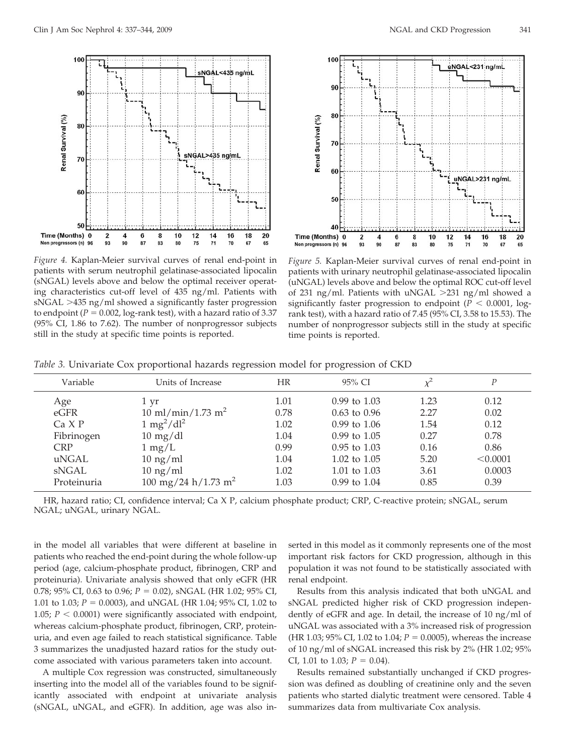*Figure 4.* Kaplan-Meier survival curves of renal end-point in patients with serum neutrophil gelatinase-associated lipocalin (sNGAL) levels above and below the optimal receiver operating characteristics cut-off level of 435 ng/ml. Patients with sNGAL >435 ng/ml showed a significantly faster progression to endpoint ($P = 0.002$, log-rank test), with a hazard ratio of 3.37 (95% CI, 1.86 to 7.62). The number of nonprogressor subjects still in the study at specific time points is reported.

*Figure 5.* Kaplan-Meier survival curves of renal end-point in patients with urinary neutrophil gelatinase-associated lipocalin (uNGAL) levels above and below the optimal ROC cut-off level of 231 ng/ml. Patients with uNGAL >231 ng/ml showed a significantly faster progression to endpoint ($P < 0.0001$, log-rank test), with a hazard ratio of 7.45 (95% CI, 3.58 to 15.53). The number of nonprogressor subjects still in the study at specific time points is reported.

*Table 3.* Univariate Cox proportional hazards regression model for progression of CKD

| Variable | Units of Increase | HR | 95% CI | $\chi^2$ | $P$ |
|---|---|---|---|---|---|
| Age | 1 yr | 1.01 | 0.99 to 1.03 | 1.23 | 0.12 |
| eGFR | 10 ml/min/1.73 $m^2$ | 0.78 | 0.63 to 0.96 | 2.27 | 0.02 |
| Ca X P | 1 $mg^2/dl^2$ | 1.02 | 0.99 to 1.06 | 1.54 | 0.12 |
| Fibrinogen | 10 mg/dl | 1.04 | 0.99 to 1.05 | 0.27 | 0.78 |
| CRP | 1 mg/L | 0.99 | 0.95 to 1.03 | 0.16 | 0.86 |
| uNGAL | 10 ng/ml | 1.04 | 1.02 to 1.05 | 5.20 | <0.0001 |
| sNGAL | 10 ng/ml | 1.02 | 1.01 to 1.03 | 3.61 | 0.0003 |
| Proteinuria | 100 mg/24 h/1.73 $m^2$ | 1.03 | 0.99 to 1.04 | 0.85 | 0.39 |

HR, hazard ratio; CI, confidence interval; Ca X P, calcium phosphate product; CRP, C-reactive protein; sNGAL, serum NGAL; uNGAL, urinary NGAL.

in the model all variables that were different at baseline in patients who reached the end-point during the whole follow-up period (age, calcium-phosphate product, fibrinogen, CRP and proteinuria). Univariate analysis showed that only eGFR (HR 0.78; 95% CI, 0.63 to 0.96; $P = 0.02$), sNGAL (HR 1.02; 95% CI, 1.01 to 1.03; $P = 0.0003$), and uNGAL (HR 1.04; 95% CI, 1.02 to 1.05; $P < 0.0001$) were significantly associated with endpoint, whereas calcium-phosphate product, fibrinogen, CRP, proteinuria, and even age failed to reach statistical significance. Table 3 summarizes the unadjusted hazard ratios for the study outcome associated with various parameters taken into account.

A multiple Cox regression was constructed, simultaneously inserting into the model all of the variables found to be significantly associated with endpoint at univariate analysis (sNGAL, uNGAL, and eGFR). In addition, age was also inserted in this model as it commonly represents one of the most important risk factors for CKD progression, although in this population it was not found to be statistically associated with renal endpoint.

Results from this analysis indicated that both uNGAL and sNGAL predicted higher risk of CKD progression independently of eGFR and age. In detail, the increase of 10 ng/ml of uNGAL was associated with a 3% increased risk of progression (HR 1.03; 95% CI, 1.02 to 1.04; $P = 0.0005$), whereas the increase of 10 ng/ml of sNGAL increased this risk by 2% (HR 1.02; 95% CI, 1.01 to 1.03; $P = 0.04$).

Results remained substantially unchanged if CKD progression was defined as doubling of creatinine only and the seven patients who started dialytic treatment were censored. Table 4 summarizes data from multivariate Cox analysis.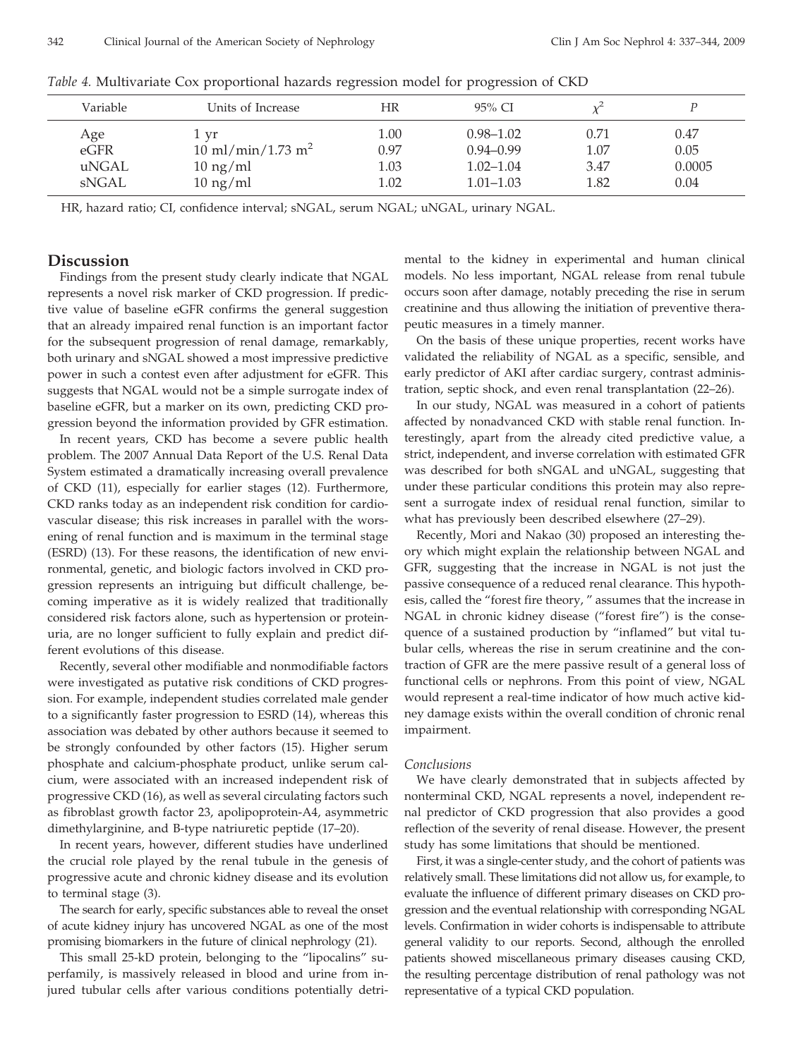*Table 4.* Multivariate Cox proportional hazards regression model for progression of CKD

| Variable | Units of Increase | HR | 95% CI | $\chi^2$ | $P$ |
|---|---|---|---|---|---|
| Age | 1 yr | 1.00 | 0.98–1.02 | 0.71 | 0.47 |
| eGFR | 10 ml/min/1.73 $m^2$ | 0.97 | 0.94–0.99 | 1.07 | 0.05 |
| uNGAL | 10 ng/ml | 1.03 | 1.02–1.04 | 3.47 | 0.0005 |
| sNGAL | 10 ng/ml | 1.02 | 1.01–1.03 | 1.82 | 0.04 |

HR, hazard ratio; CI, confidence interval; sNGAL, serum NGAL; uNGAL, urinary NGAL.

## Discussion

Findings from the present study clearly indicate that NGAL represents a novel risk marker of CKD progression. If predictive value of baseline eGFR confirms the general suggestion that an already impaired renal function is an important factor for the subsequent progression of renal damage, remarkably, both urinary and sNGAL showed a most impressive predictive power in such a contest even after adjustment for eGFR. This suggests that NGAL would not be a simple surrogate index of baseline eGFR, but a marker on its own, predicting CKD progression beyond the information provided by GFR estimation.

In recent years, CKD has become a severe public health problem. The 2007 Annual Data Report of the U.S. Renal Data System estimated a dramatically increasing overall prevalence of CKD (11), especially for earlier stages (12). Furthermore, CKD ranks today as an independent risk condition for cardiovascular disease; this risk increases in parallel with the worsening of renal function and is maximum in the terminal stage (ESRD) (13). For these reasons, the identification of new environmental, genetic, and biologic factors involved in CKD progression represents an intriguing but difficult challenge, becoming imperative as it is widely realized that traditionally considered risk factors alone, such as hypertension or proteinuria, are no longer sufficient to fully explain and predict different evolutions of this disease.

Recently, several other modifiable and nonmodifiable factors were investigated as putative risk conditions of CKD progression. For example, independent studies correlated male gender to a significantly faster progression to ESRD (14), whereas this association was debated by other authors because it seemed to be strongly confounded by other factors (15). Higher serum phosphate and calcium-phosphate product, unlike serum calcium, were associated with an increased independent risk of progressive CKD (16), as well as several circulating factors such as fibroblast growth factor 23, apolipoprotein-A4, asymmetric dimethylarginine, and B-type natriuretic peptide (17–20).

In recent years, however, different studies have underlined the crucial role played by the renal tubule in the genesis of progressive acute and chronic kidney disease and its evolution to terminal stage (3).

The search for early, specific substances able to reveal the onset of acute kidney injury has uncovered NGAL as one of the most promising biomarkers in the future of clinical nephrology (21).

This small 25-kD protein, belonging to the "lipocalins" superfamily, is massively released in blood and urine from injured tubular cells after various conditions potentially detrimental to the kidney in experimental and human clinical models. No less important, NGAL release from renal tubule occurs soon after damage, notably preceding the rise in serum creatinine and thus allowing the initiation of preventive therapeutic measures in a timely manner.

On the basis of these unique properties, recent works have validated the reliability of NGAL as a specific, sensible, and early predictor of AKI after cardiac surgery, contrast administration, septic shock, and even renal transplantation (22–26).

In our study, NGAL was measured in a cohort of patients affected by nonadvanced CKD with stable renal function. Interestingly, apart from the already cited predictive value, a strict, independent, and inverse correlation with estimated GFR was described for both sNGAL and uNGAL, suggesting that under these particular conditions this protein may also represent a surrogate index of residual renal function, similar to what has previously been described elsewhere (27–29).

Recently, Mori and Nakao (30) proposed an interesting theory which might explain the relationship between NGAL and GFR, suggesting that the increase in NGAL is not just the passive consequence of a reduced renal clearance. This hypothesis, called the "forest fire theory, " assumes that the increase in NGAL in chronic kidney disease ("forest fire") is the consequence of a sustained production by "inflamed" but vital tubular cells, whereas the rise in serum creatinine and the contraction of GFR are the mere passive result of a general loss of functional cells or nephrons. From this point of view, NGAL would represent a real-time indicator of how much active kidney damage exists within the overall condition of chronic renal impairment.

### *Conclusions*

We have clearly demonstrated that in subjects affected by nonterminal CKD, NGAL represents a novel, independent renal predictor of CKD progression that also provides a good reflection of the severity of renal disease. However, the present study has some limitations that should be mentioned.

First, it was a single-center study, and the cohort of patients was relatively small. These limitations did not allow us, for example, to evaluate the influence of different primary diseases on CKD progression and the eventual relationship with corresponding NGAL levels. Confirmation in wider cohorts is indispensable to attribute general validity to our reports. Second, although the enrolled patients showed miscellaneous primary diseases causing CKD, the resulting percentage distribution of renal pathology was not representative of a typical CKD population.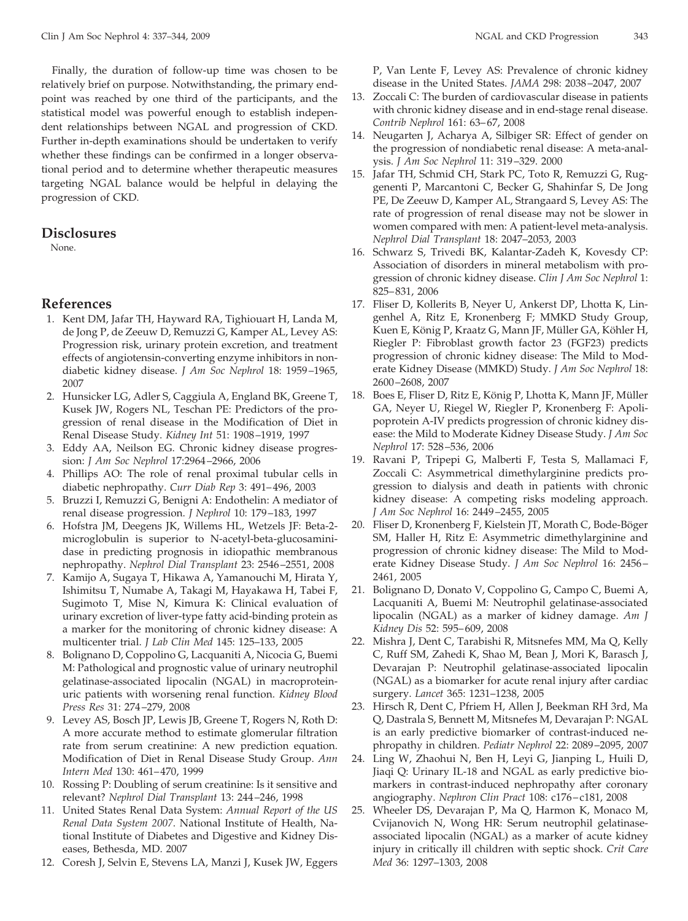Finally, the duration of follow-up time was chosen to be relatively brief on purpose. Notwithstanding, the primary endpoint was reached by one third of the participants, and the statistical model was powerful enough to establish independent relationships between NGAL and progression of CKD. Further in-depth examinations should be undertaken to verify whether these findings can be confirmed in a longer observational period and to determine whether therapeutic measures targeting NGAL balance would be helpful in delaying the progression of CKD.

## Disclosures

None.

## References

1. Kent DM, Jafar TH, Hayward RA, Tighiouart H, Landa M, de Jong P, de Zeeuw D, Remuzzi G, Kamper AL, Levey AS: Progression risk, urinary protein excretion, and treatment effects of angiotensin-converting enzyme inhibitors in nondiabetic kidney disease. *J Am Soc Nephrol* 18: 1959–1965, 2007
2. Hunsicker LG, Adler S, Caggiula A, England BK, Greene T, Kusek JW, Rogers NL, Teschan PE: Predictors of the progression of renal disease in the Modification of Diet in Renal Disease Study. *Kidney Int* 51: 1908–1919, 1997
3. Eddy AA, Neilson EG. Chronic kidney disease progression: *J Am Soc Nephrol* 17:2964–2966, 2006
4. Phillips AO: The role of renal proximal tubular cells in diabetic nephropathy. *Curr Diab Rep* 3: 491–496, 2003
5. Bruzzi I, Remuzzi G, Benigni A: Endothelin: A mediator of renal disease progression. *J Nephrol* 10: 179–183, 1997
6. Hofstra JM, Deegens JK, Willems HL, Wetzels JF: Beta-2-microglobulin is superior to N-acetyl-beta-glucosaminidase in predicting prognosis in idiopathic membranous nephropathy. *Nephrol Dial Transplant* 23: 2546–2551, 2008
7. Kamijo A, Sugaya T, Hikawa A, Yamanouchi M, Hirata Y, Ishimitsu T, Numabe A, Takagi M, Hayakawa H, Tabei F, Sugimoto T, Mise N, Kimura K: Clinical evaluation of urinary excretion of liver-type fatty acid-binding protein as a marker for the monitoring of chronic kidney disease: A multicenter trial. *J Lab Clin Med* 145: 125–133, 2005
8. Bolignano D, Coppolino G, Lacquaniti A, Nicocia G, Buemi M: Pathological and prognostic value of urinary neutrophil gelatinase-associated lipocalin (NGAL) in macroproteinuric patients with worsening renal function. *Kidney Blood Press Res* 31: 274–279, 2008
9. Levey AS, Bosch JP, Lewis JB, Greene T, Rogers N, Roth D: A more accurate method to estimate glomerular filtration rate from serum creatinine: A new prediction equation. Modification of Diet in Renal Disease Study Group. *Ann Intern Med* 130: 461–470, 1999
10. Rossing P: Doubling of serum creatinine: Is it sensitive and relevant? *Nephrol Dial Transplant* 13: 244–246, 1998
11. United States Renal Data System: *Annual Report of the US Renal Data System 2007*. National Institute of Health, National Institute of Diabetes and Digestive and Kidney Diseases, Bethesda, MD. 2007
12. Coresh J, Selvin E, Stevens LA, Manzi J, Kusek JW, Eggers P, Van Lente F, Levey AS: Prevalence of chronic kidney disease in the United States. *JAMA* 298: 2038–2047, 2007
13. Zoccali C: The burden of cardiovascular disease in patients with chronic kidney disease and in end-stage renal disease. *Contrib Nephrol* 161: 63–67, 2008
14. Neugarten J, Acharya A, Silbiger SR: Effect of gender on the progression of nondiabetic renal disease: A meta-analysis. *J Am Soc Nephrol* 11: 319–329. 2000
15. Jafar TH, Schmid CH, Stark PC, Toto R, Remuzzi G, Ruggenenti P, Marcantoni C, Becker G, Shahinfar S, De Jong PE, De Zeeuw D, Kamper AL, Strangaard S, Levey AS: The rate of progression of renal disease may not be slower in women compared with men: A patient-level meta-analysis. *Nephrol Dial Transplant* 18: 2047–2053, 2003
16. Schwarz S, Trivedi BK, Kalantar-Zadeh K, Kovesdy CP: Association of disorders in mineral metabolism with progression of chronic kidney disease. *Clin J Am Soc Nephrol* 1: 825–831, 2006
17. Fliser D, Kollerits B, Neyer U, Ankerst DP, Lhotta K, Lingenhel A, Ritz E, Kronenberg F; MMKD Study Group, Kuen E, König P, Kraatz G, Mann JF, Müller GA, Köhler H, Riegler P: Fibroblast growth factor 23 (FGF23) predicts progression of chronic kidney disease: The Mild to Moderate Kidney Disease (MMKD) Study. *J Am Soc Nephrol* 18: 2600–2608, 2007
18. Boes E, Fliser D, Ritz E, König P, Lhotta K, Mann JF, Müller GA, Neyer U, Riegel W, Riegler P, Kronenberg F: Apolipoprotein A-IV predicts progression of chronic kidney disease: the Mild to Moderate Kidney Disease Study. *J Am Soc Nephrol* 17: 528–536, 2006
19. Ravani P, Tripepi G, Malberti F, Testa S, Mallamaci F, Zoccali C: Asymmetrical dimethylarginine predicts progression to dialysis and death in patients with chronic kidney disease: A competing risks modeling approach. *J Am Soc Nephrol* 16: 2449–2455, 2005
20. Fliser D, Kronenberg F, Kielstein JT, Morath C, Bode-Böger SM, Haller H, Ritz E: Asymmetric dimethylarginine and progression of chronic kidney disease: The Mild to Moderate Kidney Disease Study. *J Am Soc Nephrol* 16: 2456–2461, 2005
21. Bolignano D, Donato V, Coppolino G, Campo C, Buemi A, Lacquaniti A, Buemi M: Neutrophil gelatinase-associated lipocalin (NGAL) as a marker of kidney damage. *Am J Kidney Dis* 52: 595–609, 2008
22. Mishra J, Dent C, Tarabishi R, Mitsnefes MM, Ma Q, Kelly C, Ruff SM, Zahedi K, Shao M, Bean J, Mori K, Barasch J, Devarajan P: Neutrophil gelatinase-associated lipocalin (NGAL) as a biomarker for acute renal injury after cardiac surgery. *Lancet* 365: 1231–1238, 2005
23. Hirsch R, Dent C, Pfriem H, Allen J, Beekman RH 3rd, Ma Q, Dastrala S, Bennett M, Mitsnefes M, Devarajan P: NGAL is an early predictive biomarker of contrast-induced nephropathy in children. *Pediatr Nephrol* 22: 2089–2095, 2007
24. Ling W, Zhaohui N, Ben H, Leyi G, Jianping L, Huili D, Jiaqi Q: Urinary IL-18 and NGAL as early predictive biomarkers in contrast-induced nephropathy after coronary angiography. *Nephron Clin Pract* 108: c176–c181, 2008
25. Wheeler DS, Devarajan P, Ma Q, Harmon K, Monaco M, Cvijanovich N, Wong HR: Serum neutrophil gelatinase-associated lipocalin (NGAL) as a marker of acute kidney injury in critically ill children with septic shock. *Crit Care Med* 36: 1297–1303, 2008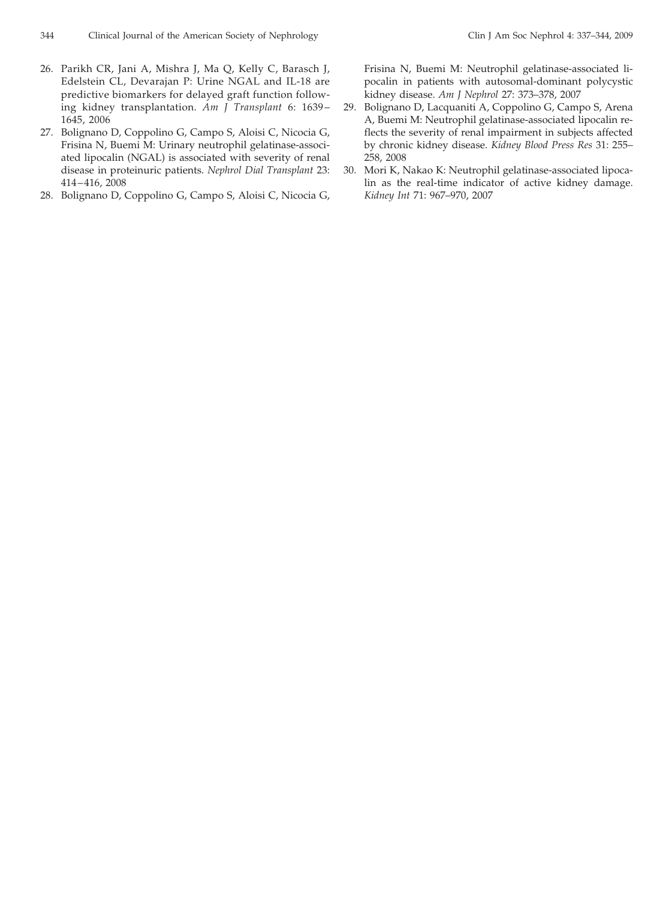26. Parikh CR, Jani A, Mishra J, Ma Q, Kelly C, Barasch J, Edelstein CL, Devarajan P: Urine NGAL and IL-18 are predictive biomarkers for delayed graft function following kidney transplantation. *Am J Transplant* 6: 1639–1645, 2006
27. Bolignano D, Coppolino G, Campo S, Aloisi C, Nicocia G, Frisina N, Buemi M: Urinary neutrophil gelatinase-associated lipocalin (NGAL) is associated with severity of renal disease in proteinuric patients. *Nephrol Dial Transplant* 23: 414–416, 2008
28. Bolignano D, Coppolino G, Campo S, Aloisi C, Nicocia G, Frisina N, Buemi M: Neutrophil gelatinase-associated lipocalin in patients with autosomal-dominant polycystic kidney disease. *Am J Nephrol* 27: 373–378, 2007
29. Bolignano D, Lacquaniti A, Coppolino G, Campo S, Arena A, Buemi M: Neutrophil gelatinase-associated lipocalin reflects the severity of renal impairment in subjects affected by chronic kidney disease. *Kidney Blood Press Res* 31: 255–258, 2008
30. Mori K, Nakao K: Neutrophil gelatinase-associated lipocalin as the real-time indicator of active kidney damage. *Kidney Int* 71: 967–970, 2007